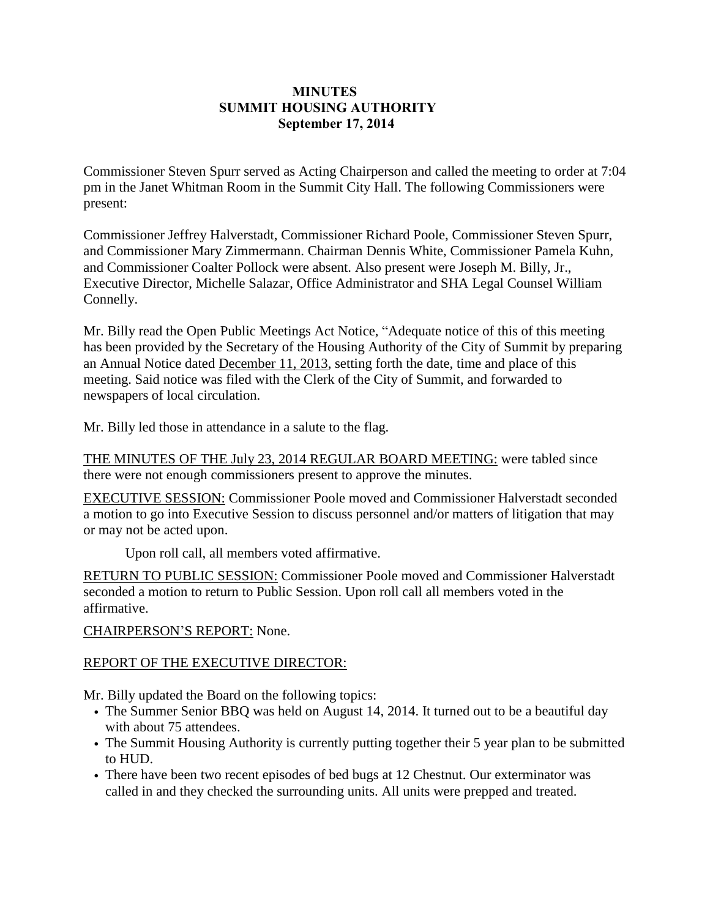# MINUTES
# SUMMIT HOUSING AUTHORITY
# September 17, 2014

Commissioner Steven Spurr served as Acting Chairperson and called the meeting to order at 7:04 pm in the Janet Whitman Room in the Summit City Hall. The following Commissioners were present:

Commissioner Jeffrey Halverstadt, Commissioner Richard Poole, Commissioner Steven Spurr, and Commissioner Mary Zimmermann. Chairman Dennis White, Commissioner Pamela Kuhn, and Commissioner Coalter Pollock were absent. Also present were Joseph M. Billy, Jr., Executive Director, Michelle Salazar, Office Administrator and SHA Legal Counsel William Connelly.

Mr. Billy read the Open Public Meetings Act Notice, "Adequate notice of this of this meeting has been provided by the Secretary of the Housing Authority of the City of Summit by preparing an Annual Notice dated <u>December 11, 2013</u>, setting forth the date, time and place of this meeting. Said notice was filed with the Clerk of the City of Summit, and forwarded to newspapers of local circulation.

Mr. Billy led those in attendance in a salute to the flag.

<u>THE MINUTES OF THE July 23, 2014 REGULAR BOARD MEETING:</u> were tabled since there were not enough commissioners present to approve the minutes.

<u>EXECUTIVE SESSION:</u> Commissioner Poole moved and Commissioner Halverstadt seconded a motion to go into Executive Session to discuss personnel and/or matters of litigation that may or may not be acted upon.

Upon roll call, all members voted affirmative.

<u>RETURN TO PUBLIC SESSION:</u> Commissioner Poole moved and Commissioner Halverstadt seconded a motion to return to Public Session. Upon roll call all members voted in the affirmative.

<u>CHAIRPERSON'S REPORT:</u> None.

<u>REPORT OF THE EXECUTIVE DIRECTOR:</u>

Mr. Billy updated the Board on the following topics:

- The Summer Senior BBQ was held on August 14, 2014. It turned out to be a beautiful day with about 75 attendees.
- The Summit Housing Authority is currently putting together their 5 year plan to be submitted to HUD.
- There have been two recent episodes of bed bugs at 12 Chestnut. Our exterminator was called in and they checked the surrounding units. All units were prepped and treated.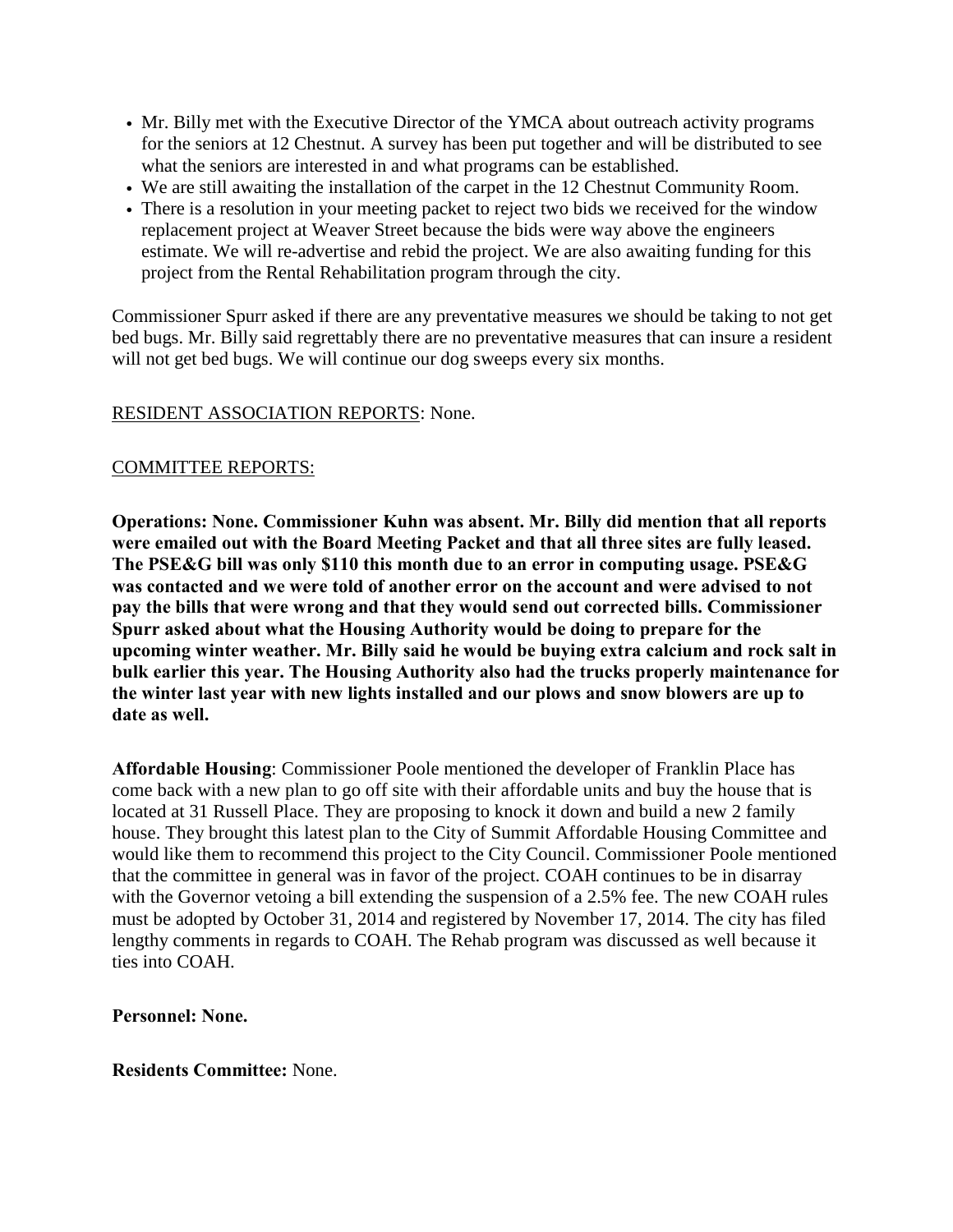- Mr. Billy met with the Executive Director of the YMCA about outreach activity programs for the seniors at 12 Chestnut. A survey has been put together and will be distributed to see what the seniors are interested in and what programs can be established.
- We are still awaiting the installation of the carpet in the 12 Chestnut Community Room.
- There is a resolution in your meeting packet to reject two bids we received for the window replacement project at Weaver Street because the bids were way above the engineers estimate. We will re-advertise and rebid the project. We are also awaiting funding for this project from the Rental Rehabilitation program through the city.

Commissioner Spurr asked if there are any preventative measures we should be taking to not get bed bugs. Mr. Billy said regrettably there are no preventative measures that can insure a resident will not get bed bugs. We will continue our dog sweeps every six months.

<u>RESIDENT ASSOCIATION REPORTS</u>: None.

<u>COMMITTEE REPORTS:</u>

**Operations: None. Commissioner Kuhn was absent. Mr. Billy did mention that all reports were emailed out with the Board Meeting Packet and that all three sites are fully leased. The PSE&G bill was only $110 this month due to an error in computing usage. PSE&G was contacted and we were told of another error on the account and were advised to not pay the bills that were wrong and that they would send out corrected bills. Commissioner Spurr asked about what the Housing Authority would be doing to prepare for the upcoming winter weather. Mr. Billy said he would be buying extra calcium and rock salt in bulk earlier this year. The Housing Authority also had the trucks properly maintenance for the winter last year with new lights installed and our plows and snow blowers are up to date as well.**

**Affordable Housing**: Commissioner Poole mentioned the developer of Franklin Place has come back with a new plan to go off site with their affordable units and buy the house that is located at 31 Russell Place. They are proposing to knock it down and build a new 2 family house. They brought this latest plan to the City of Summit Affordable Housing Committee and would like them to recommend this project to the City Council. Commissioner Poole mentioned that the committee in general was in favor of the project. COAH continues to be in disarray with the Governor vetoing a bill extending the suspension of a 2.5% fee. The new COAH rules must be adopted by October 31, 2014 and registered by November 17, 2014. The city has filed lengthy comments in regards to COAH. The Rehab program was discussed as well because it ties into COAH.

**Personnel: None.**

**Residents Committee:** None.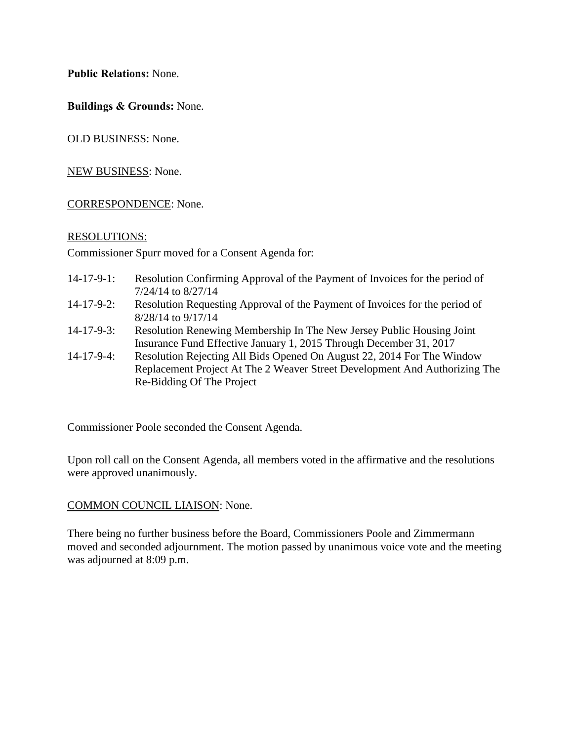**Public Relations:** None.

**Buildings & Grounds:** None.

OLD BUSINESS: None.

NEW BUSINESS: None.

CORRESPONDENCE: None.

RESOLUTIONS:

Commissioner Spurr moved for a Consent Agenda for:

- 14-17-9-1: Resolution Confirming Approval of the Payment of Invoices for the period of 7/24/14 to 8/27/14
- 14-17-9-2: Resolution Requesting Approval of the Payment of Invoices for the period of 8/28/14 to 9/17/14
- 14-17-9-3: Resolution Renewing Membership In The New Jersey Public Housing Joint Insurance Fund Effective January 1, 2015 Through December 31, 2017
- 14-17-9-4: Resolution Rejecting All Bids Opened On August 22, 2014 For The Window Replacement Project At The 2 Weaver Street Development And Authorizing The Re-Bidding Of The Project

Commissioner Poole seconded the Consent Agenda.

Upon roll call on the Consent Agenda, all members voted in the affirmative and the resolutions were approved unanimously.

COMMON COUNCIL LIAISON: None.

There being no further business before the Board, Commissioners Poole and Zimmermann moved and seconded adjournment. The motion passed by unanimous voice vote and the meeting was adjourned at 8:09 p.m.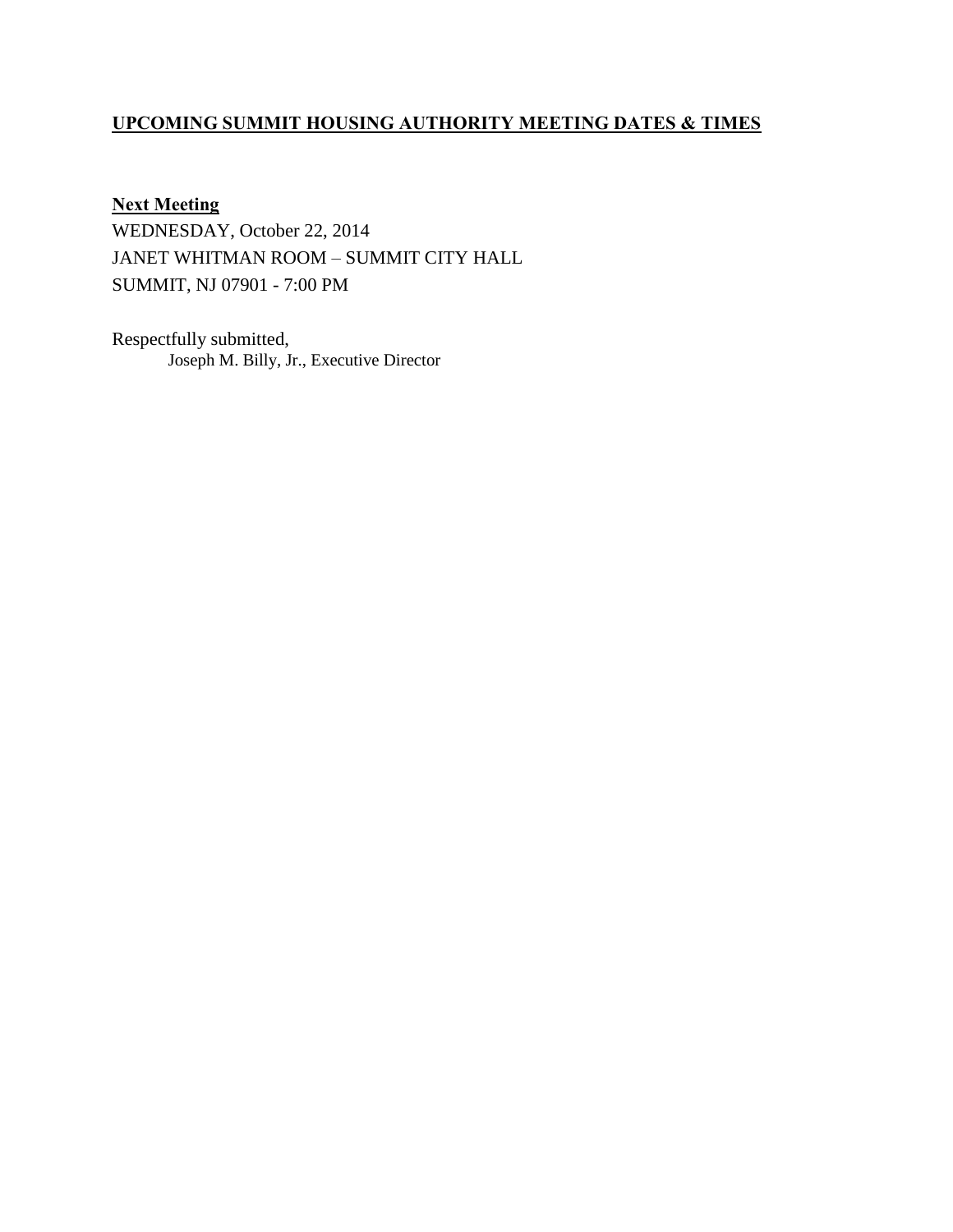**UPCOMING SUMMIT HOUSING AUTHORITY MEETING DATES & TIMES**

**Next Meeting**

WEDNESDAY, October 22, 2014
JANET WHITMAN ROOM – SUMMIT CITY HALL
SUMMIT, NJ 07901 - 7:00 PM

Respectfully submitted,
Joseph M. Billy, Jr., Executive Director